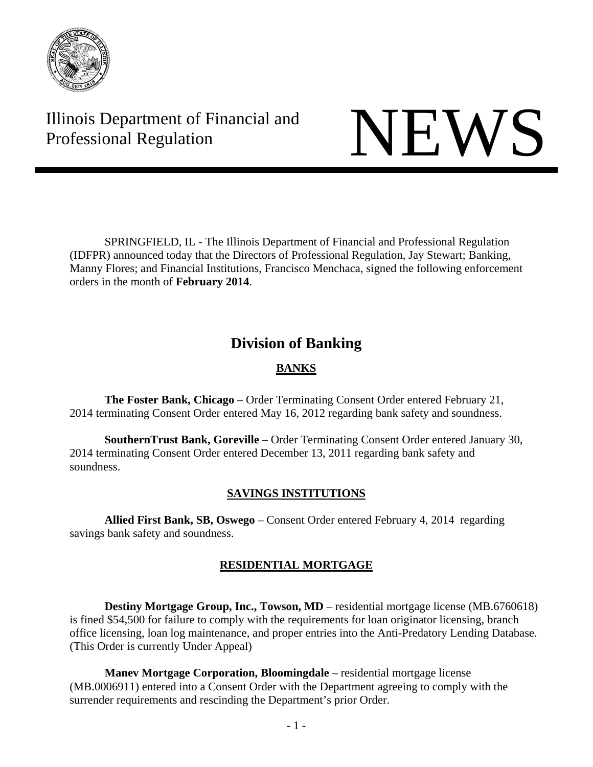Illinois Department of Financial and Professional Regulation

# NEWS

SPRINGFIELD, IL - The Illinois Department of Financial and Professional Regulation (IDFPR) announced today that the Directors of Professional Regulation, Jay Stewart; Banking, Manny Flores; and Financial Institutions, Francisco Menchaca, signed the following enforcement orders in the month of **February 2014**.

## Division of Banking

### BANKS

**The Foster Bank, Chicago** – Order Terminating Consent Order entered February 21, 2014 terminating Consent Order entered May 16, 2012 regarding bank safety and soundness.

**SouthernTrust Bank, Goreville** – Order Terminating Consent Order entered January 30, 2014 terminating Consent Order entered December 13, 2011 regarding bank safety and soundness.

### SAVINGS INSTITUTIONS

**Allied First Bank, SB, Oswego** – Consent Order entered February 4, 2014 regarding savings bank safety and soundness.

### RESIDENTIAL MORTGAGE

**Destiny Mortgage Group, Inc., Towson, MD** – residential mortgage license (MB.6760618) is fined $54,500 for failure to comply with the requirements for loan originator licensing, branch office licensing, loan log maintenance, and proper entries into the Anti-Predatory Lending Database. (This Order is currently Under Appeal)

**Manev Mortgage Corporation, Bloomingdale** – residential mortgage license (MB.0006911) entered into a Consent Order with the Department agreeing to comply with the surrender requirements and rescinding the Department's prior Order.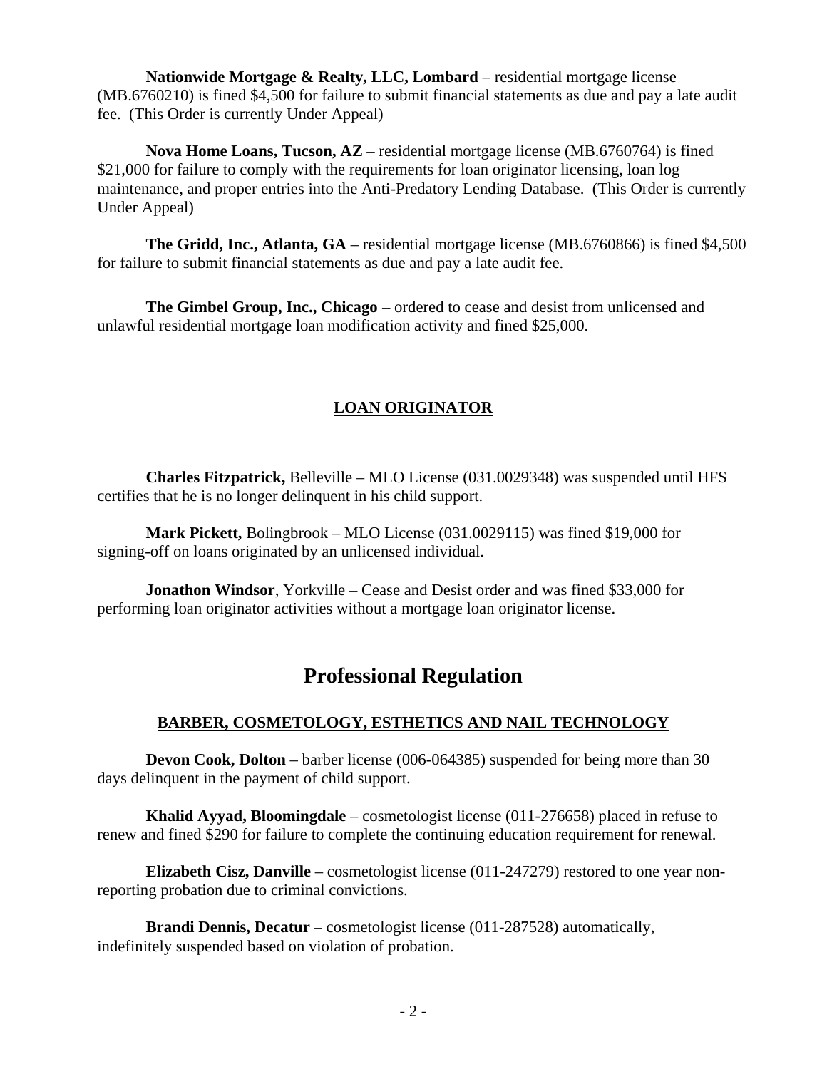**Nationwide Mortgage & Realty, LLC, Lombard** – residential mortgage license (MB.6760210) is fined $4,500 for failure to submit financial statements as due and pay a late audit fee. (This Order is currently Under Appeal)

**Nova Home Loans, Tucson, AZ** – residential mortgage license (MB.6760764) is fined $21,000 for failure to comply with the requirements for loan originator licensing, loan log maintenance, and proper entries into the Anti-Predatory Lending Database. (This Order is currently Under Appeal)

**The Gridd, Inc., Atlanta, GA** – residential mortgage license (MB.6760866) is fined $4,500 for failure to submit financial statements as due and pay a late audit fee.

**The Gimbel Group, Inc., Chicago** – ordered to cease and desist from unlicensed and unlawful residential mortgage loan modification activity and fined $25,000.

### LOAN ORIGINATOR

**Charles Fitzpatrick,** Belleville – MLO License (031.0029348) was suspended until HFS certifies that he is no longer delinquent in his child support.

**Mark Pickett,** Bolingbrook – MLO License (031.0029115) was fined $19,000 for signing-off on loans originated by an unlicensed individual.

**Jonathon Windsor**, Yorkville – Cease and Desist order and was fined $33,000 for performing loan originator activities without a mortgage loan originator license.

## Professional Regulation

### BARBER, COSMETOLOGY, ESTHETICS AND NAIL TECHNOLOGY

**Devon Cook, Dolton** – barber license (006-064385) suspended for being more than 30 days delinquent in the payment of child support.

**Khalid Ayyad, Bloomingdale** – cosmetologist license (011-276658) placed in refuse to renew and fined $290 for failure to complete the continuing education requirement for renewal.

**Elizabeth Cisz, Danville** – cosmetologist license (011-247279) restored to one year non-reporting probation due to criminal convictions.

**Brandi Dennis, Decatur** – cosmetologist license (011-287528) automatically, indefinitely suspended based on violation of probation.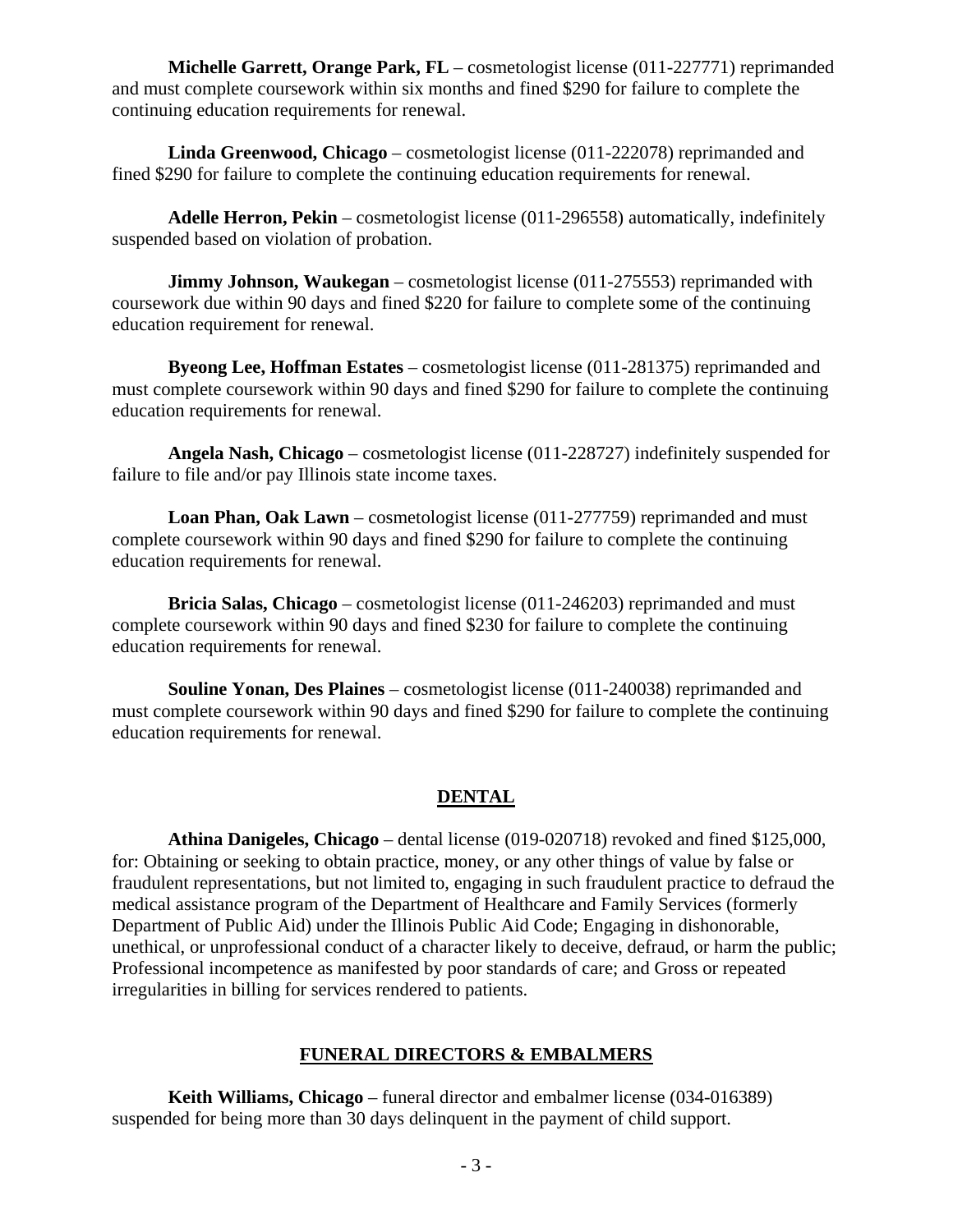**Michelle Garrett, Orange Park, FL** – cosmetologist license (011-227771) reprimanded and must complete coursework within six months and fined $290 for failure to complete the continuing education requirements for renewal.

**Linda Greenwood, Chicago** – cosmetologist license (011-222078) reprimanded and fined $290 for failure to complete the continuing education requirements for renewal.

**Adelle Herron, Pekin** – cosmetologist license (011-296558) automatically, indefinitely suspended based on violation of probation.

**Jimmy Johnson, Waukegan** – cosmetologist license (011-275553) reprimanded with coursework due within 90 days and fined $220 for failure to complete some of the continuing education requirement for renewal.

**Byeong Lee, Hoffman Estates** – cosmetologist license (011-281375) reprimanded and must complete coursework within 90 days and fined $290 for failure to complete the continuing education requirements for renewal.

**Angela Nash, Chicago** – cosmetologist license (011-228727) indefinitely suspended for failure to file and/or pay Illinois state income taxes.

**Loan Phan, Oak Lawn** – cosmetologist license (011-277759) reprimanded and must complete coursework within 90 days and fined $290 for failure to complete the continuing education requirements for renewal.

**Bricia Salas, Chicago** – cosmetologist license (011-246203) reprimanded and must complete coursework within 90 days and fined $230 for failure to complete the continuing education requirements for renewal.

**Souline Yonan, Des Plaines** – cosmetologist license (011-240038) reprimanded and must complete coursework within 90 days and fined $290 for failure to complete the continuing education requirements for renewal.

## DENTAL

**Athina Danigeles, Chicago** – dental license (019-020718) revoked and fined $125,000, for: Obtaining or seeking to obtain practice, money, or any other things of value by false or fraudulent representations, but not limited to, engaging in such fraudulent practice to defraud the medical assistance program of the Department of Healthcare and Family Services (formerly Department of Public Aid) under the Illinois Public Aid Code; Engaging in dishonorable, unethical, or unprofessional conduct of a character likely to deceive, defraud, or harm the public; Professional incompetence as manifested by poor standards of care; and Gross or repeated irregularities in billing for services rendered to patients.

## FUNERAL DIRECTORS & EMBALMERS

**Keith Williams, Chicago** – funeral director and embalmer license (034-016389) suspended for being more than 30 days delinquent in the payment of child support.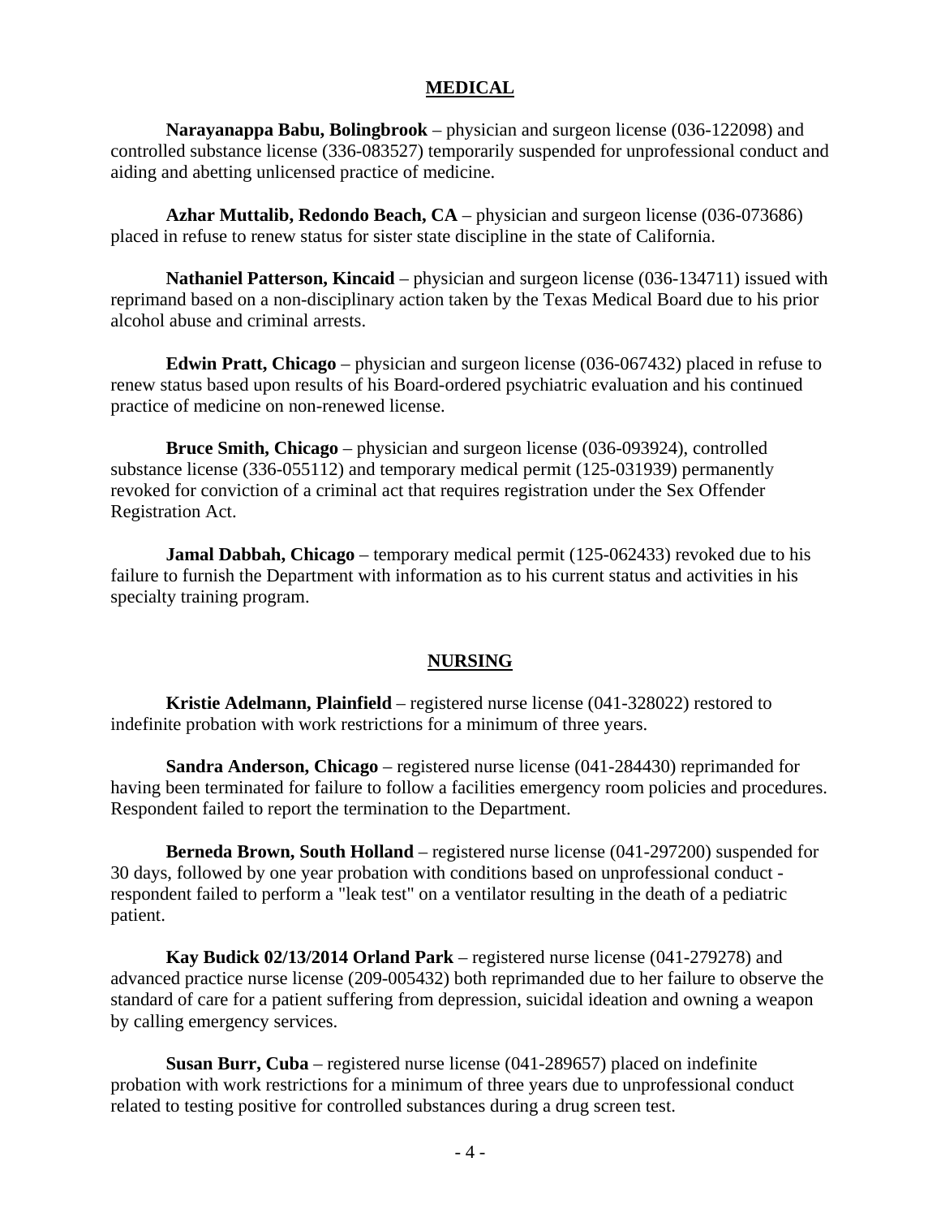## MEDICAL

**Narayanappa Babu, Bolingbrook** – physician and surgeon license (036-122098) and controlled substance license (336-083527) temporarily suspended for unprofessional conduct and aiding and abetting unlicensed practice of medicine.

**Azhar Muttalib, Redondo Beach, CA** – physician and surgeon license (036-073686) placed in refuse to renew status for sister state discipline in the state of California.

**Nathaniel Patterson, Kincaid** – physician and surgeon license (036-134711) issued with reprimand based on a non-disciplinary action taken by the Texas Medical Board due to his prior alcohol abuse and criminal arrests.

**Edwin Pratt, Chicago** – physician and surgeon license (036-067432) placed in refuse to renew status based upon results of his Board-ordered psychiatric evaluation and his continued practice of medicine on non-renewed license.

**Bruce Smith, Chicago** – physician and surgeon license (036-093924), controlled substance license (336-055112) and temporary medical permit (125-031939) permanently revoked for conviction of a criminal act that requires registration under the Sex Offender Registration Act.

**Jamal Dabbah, Chicago** – temporary medical permit (125-062433) revoked due to his failure to furnish the Department with information as to his current status and activities in his specialty training program.

## NURSING

**Kristie Adelmann, Plainfield** – registered nurse license (041-328022) restored to indefinite probation with work restrictions for a minimum of three years.

**Sandra Anderson, Chicago** – registered nurse license (041-284430) reprimanded for having been terminated for failure to follow a facilities emergency room policies and procedures. Respondent failed to report the termination to the Department.

**Berneda Brown, South Holland** – registered nurse license (041-297200) suspended for 30 days, followed by one year probation with conditions based on unprofessional conduct - respondent failed to perform a "leak test" on a ventilator resulting in the death of a pediatric patient.

**Kay Budick 02/13/2014 Orland Park** – registered nurse license (041-279278) and advanced practice nurse license (209-005432) both reprimanded due to her failure to observe the standard of care for a patient suffering from depression, suicidal ideation and owning a weapon by calling emergency services.

**Susan Burr, Cuba** – registered nurse license (041-289657) placed on indefinite probation with work restrictions for a minimum of three years due to unprofessional conduct related to testing positive for controlled substances during a drug screen test.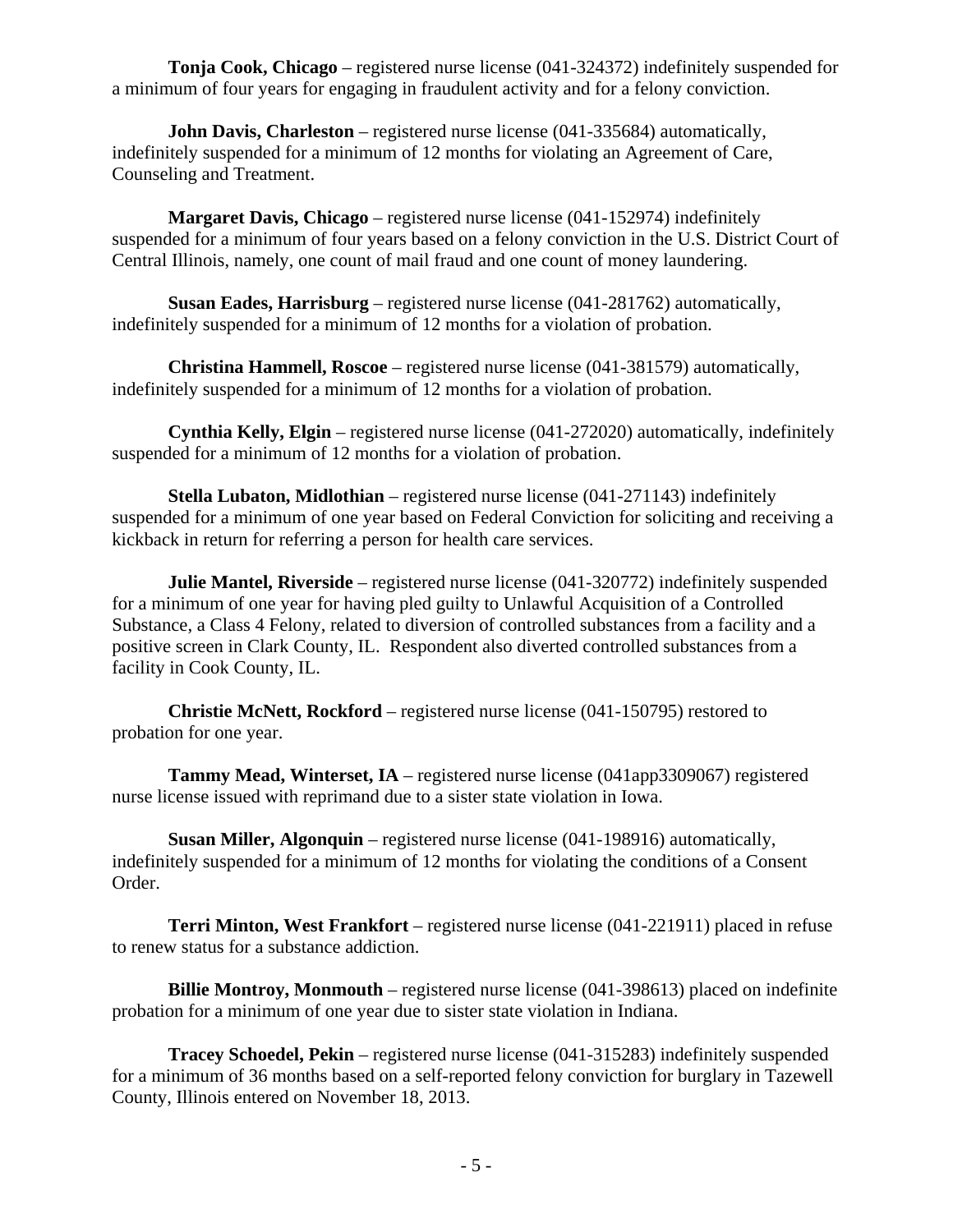**Tonja Cook, Chicago** – registered nurse license (041-324372) indefinitely suspended for a minimum of four years for engaging in fraudulent activity and for a felony conviction.

**John Davis, Charleston** – registered nurse license (041-335684) automatically, indefinitely suspended for a minimum of 12 months for violating an Agreement of Care, Counseling and Treatment.

**Margaret Davis, Chicago** – registered nurse license (041-152974) indefinitely suspended for a minimum of four years based on a felony conviction in the U.S. District Court of Central Illinois, namely, one count of mail fraud and one count of money laundering.

**Susan Eades, Harrisburg** – registered nurse license (041-281762) automatically, indefinitely suspended for a minimum of 12 months for a violation of probation.

**Christina Hammell, Roscoe** – registered nurse license (041-381579) automatically, indefinitely suspended for a minimum of 12 months for a violation of probation.

**Cynthia Kelly, Elgin** – registered nurse license (041-272020) automatically, indefinitely suspended for a minimum of 12 months for a violation of probation.

**Stella Lubaton, Midlothian** – registered nurse license (041-271143) indefinitely suspended for a minimum of one year based on Federal Conviction for soliciting and receiving a kickback in return for referring a person for health care services.

**Julie Mantel, Riverside** – registered nurse license (041-320772) indefinitely suspended for a minimum of one year for having pled guilty to Unlawful Acquisition of a Controlled Substance, a Class 4 Felony, related to diversion of controlled substances from a facility and a positive screen in Clark County, IL. Respondent also diverted controlled substances from a facility in Cook County, IL.

**Christie McNett, Rockford** – registered nurse license (041-150795) restored to probation for one year.

**Tammy Mead, Winterset, IA** – registered nurse license (041app3309067) registered nurse license issued with reprimand due to a sister state violation in Iowa.

**Susan Miller, Algonquin** – registered nurse license (041-198916) automatically, indefinitely suspended for a minimum of 12 months for violating the conditions of a Consent Order.

**Terri Minton, West Frankfort** – registered nurse license (041-221911) placed in refuse to renew status for a substance addiction.

**Billie Montroy, Monmouth** – registered nurse license (041-398613) placed on indefinite probation for a minimum of one year due to sister state violation in Indiana.

**Tracey Schoedel, Pekin** – registered nurse license (041-315283) indefinitely suspended for a minimum of 36 months based on a self-reported felony conviction for burglary in Tazewell County, Illinois entered on November 18, 2013.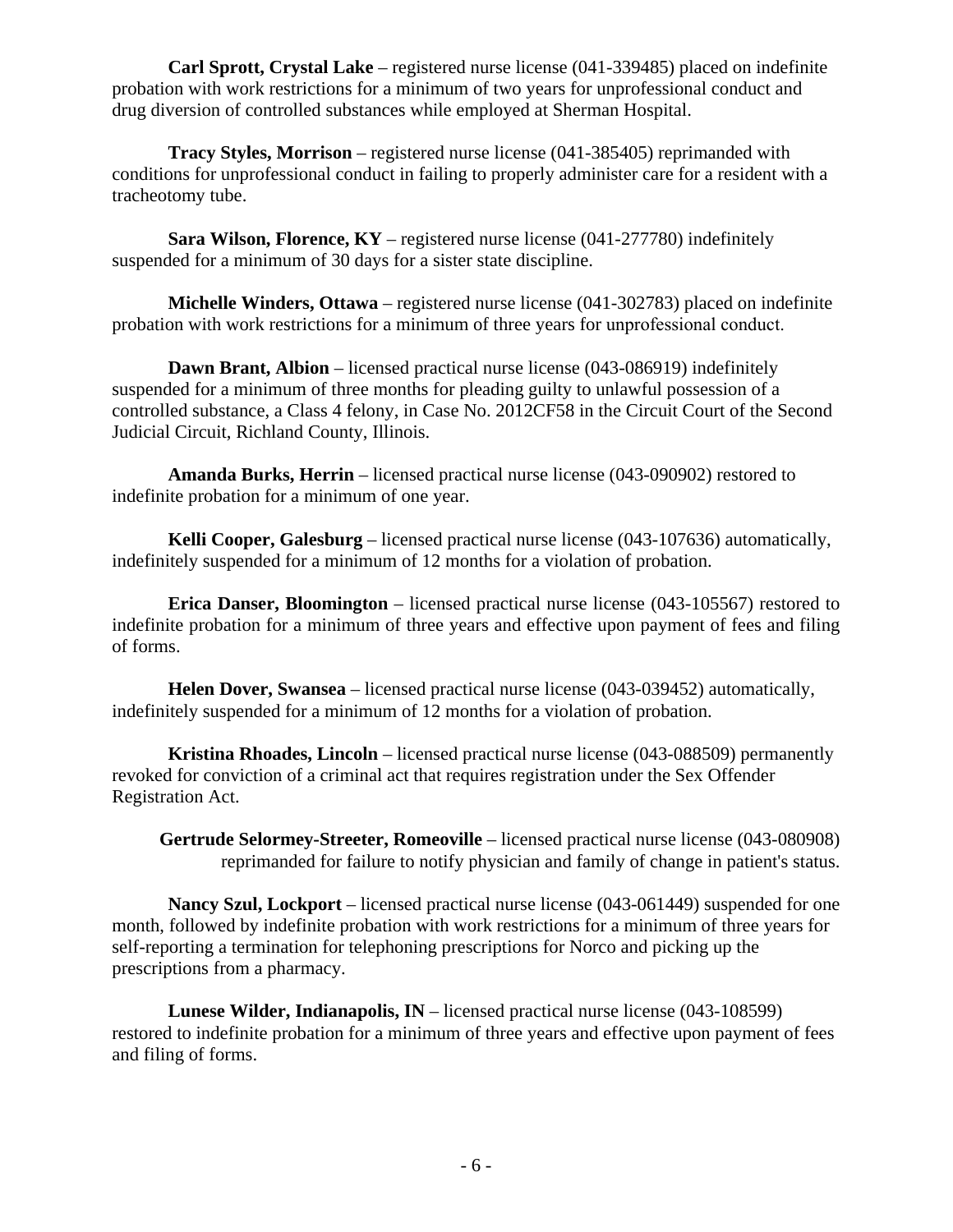**Carl Sprott, Crystal Lake** – registered nurse license (041-339485) placed on indefinite probation with work restrictions for a minimum of two years for unprofessional conduct and drug diversion of controlled substances while employed at Sherman Hospital.

**Tracy Styles, Morrison** – registered nurse license (041-385405) reprimanded with conditions for unprofessional conduct in failing to properly administer care for a resident with a tracheotomy tube.

**Sara Wilson, Florence, KY** – registered nurse license (041-277780) indefinitely suspended for a minimum of 30 days for a sister state discipline.

**Michelle Winders, Ottawa** – registered nurse license (041-302783) placed on indefinite probation with work restrictions for a minimum of three years for unprofessional conduct.

**Dawn Brant, Albion** – licensed practical nurse license (043-086919) indefinitely suspended for a minimum of three months for pleading guilty to unlawful possession of a controlled substance, a Class 4 felony, in Case No. 2012CF58 in the Circuit Court of the Second Judicial Circuit, Richland County, Illinois.

**Amanda Burks, Herrin** – licensed practical nurse license (043-090902) restored to indefinite probation for a minimum of one year.

**Kelli Cooper, Galesburg** – licensed practical nurse license (043-107636) automatically, indefinitely suspended for a minimum of 12 months for a violation of probation.

**Erica Danser, Bloomington** – licensed practical nurse license (043-105567) restored to indefinite probation for a minimum of three years and effective upon payment of fees and filing of forms.

**Helen Dover, Swansea** – licensed practical nurse license (043-039452) automatically, indefinitely suspended for a minimum of 12 months for a violation of probation.

**Kristina Rhoades, Lincoln** – licensed practical nurse license (043-088509) permanently revoked for conviction of a criminal act that requires registration under the Sex Offender Registration Act.

**Gertrude Selormey-Streeter, Romeoville** – licensed practical nurse license (043-080908) reprimanded for failure to notify physician and family of change in patient's status.

**Nancy Szul, Lockport** – licensed practical nurse license (043-061449) suspended for one month, followed by indefinite probation with work restrictions for a minimum of three years for self-reporting a termination for telephoning prescriptions for Norco and picking up the prescriptions from a pharmacy.

**Lunese Wilder, Indianapolis, IN** – licensed practical nurse license (043-108599) restored to indefinite probation for a minimum of three years and effective upon payment of fees and filing of forms.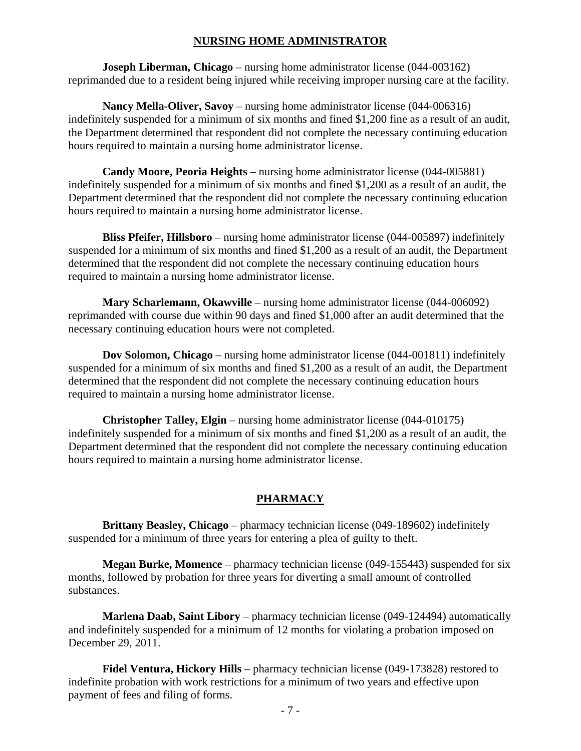## NURSING HOME ADMINISTRATOR

**Joseph Liberman, Chicago** – nursing home administrator license (044-003162) reprimanded due to a resident being injured while receiving improper nursing care at the facility.

**Nancy Mella-Oliver, Savoy** – nursing home administrator license (044-006316) indefinitely suspended for a minimum of six months and fined $1,200 fine as a result of an audit, the Department determined that respondent did not complete the necessary continuing education hours required to maintain a nursing home administrator license.

**Candy Moore, Peoria Heights** – nursing home administrator license (044-005881) indefinitely suspended for a minimum of six months and fined $1,200 as a result of an audit, the Department determined that the respondent did not complete the necessary continuing education hours required to maintain a nursing home administrator license.

**Bliss Pfeifer, Hillsboro** – nursing home administrator license (044-005897) indefinitely suspended for a minimum of six months and fined $1,200 as a result of an audit, the Department determined that the respondent did not complete the necessary continuing education hours required to maintain a nursing home administrator license.

**Mary Scharlemann, Okawville** – nursing home administrator license (044-006092) reprimanded with course due within 90 days and fined $1,000 after an audit determined that the necessary continuing education hours were not completed.

**Dov Solomon, Chicago** – nursing home administrator license (044-001811) indefinitely suspended for a minimum of six months and fined $1,200 as a result of an audit, the Department determined that the respondent did not complete the necessary continuing education hours required to maintain a nursing home administrator license.

**Christopher Talley, Elgin** – nursing home administrator license (044-010175) indefinitely suspended for a minimum of six months and fined $1,200 as a result of an audit, the Department determined that the respondent did not complete the necessary continuing education hours required to maintain a nursing home administrator license.

## PHARMACY

**Brittany Beasley, Chicago** – pharmacy technician license (049-189602) indefinitely suspended for a minimum of three years for entering a plea of guilty to theft.

**Megan Burke, Momence** – pharmacy technician license (049-155443) suspended for six months, followed by probation for three years for diverting a small amount of controlled substances.

**Marlena Daab, Saint Libory** – pharmacy technician license (049-124494) automatically and indefinitely suspended for a minimum of 12 months for violating a probation imposed on December 29, 2011.

**Fidel Ventura, Hickory Hills** – pharmacy technician license (049-173828) restored to indefinite probation with work restrictions for a minimum of two years and effective upon payment of fees and filing of forms.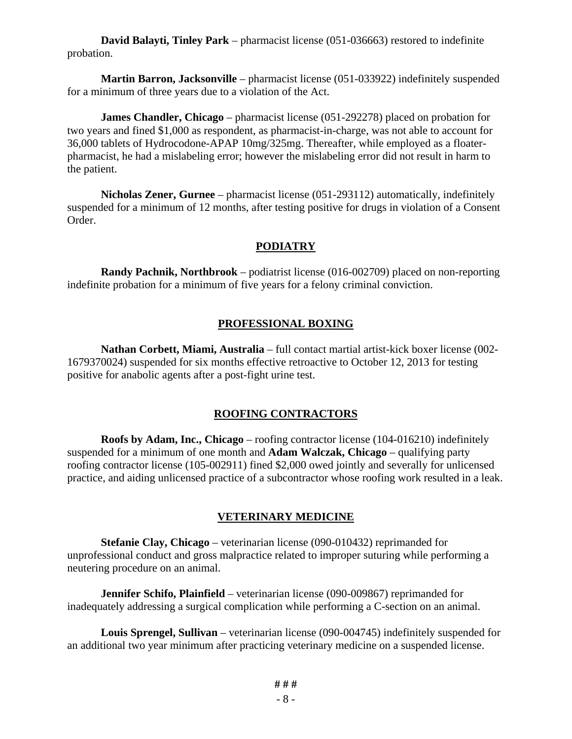**David Balayti, Tinley Park** – pharmacist license (051-036663) restored to indefinite probation.

**Martin Barron, Jacksonville** – pharmacist license (051-033922) indefinitely suspended for a minimum of three years due to a violation of the Act.

**James Chandler, Chicago** – pharmacist license (051-292278) placed on probation for two years and fined $1,000 as respondent, as pharmacist-in-charge, was not able to account for 36,000 tablets of Hydrocodone-APAP 10mg/325mg. Thereafter, while employed as a floater-pharmacist, he had a mislabeling error; however the mislabeling error did not result in harm to the patient.

**Nicholas Zener, Gurnee** – pharmacist license (051-293112) automatically, indefinitely suspended for a minimum of 12 months, after testing positive for drugs in violation of a Consent Order.

## PODIATRY

**Randy Pachnik, Northbrook** – podiatrist license (016-002709) placed on non-reporting indefinite probation for a minimum of five years for a felony criminal conviction.

## PROFESSIONAL BOXING

**Nathan Corbett, Miami, Australia** – full contact martial artist-kick boxer license (002-1679370024) suspended for six months effective retroactive to October 12, 2013 for testing positive for anabolic agents after a post-fight urine test.

## ROOFING CONTRACTORS

**Roofs by Adam, Inc., Chicago** – roofing contractor license (104-016210) indefinitely suspended for a minimum of one month and **Adam Walczak, Chicago** – qualifying party roofing contractor license (105-002911) fined $2,000 owed jointly and severally for unlicensed practice, and aiding unlicensed practice of a subcontractor whose roofing work resulted in a leak.

## VETERINARY MEDICINE

**Stefanie Clay, Chicago** – veterinarian license (090-010432) reprimanded for unprofessional conduct and gross malpractice related to improper suturing while performing a neutering procedure on an animal.

**Jennifer Schifo, Plainfield** – veterinarian license (090-009867) reprimanded for inadequately addressing a surgical complication while performing a C-section on an animal.

**Louis Sprengel, Sullivan** – veterinarian license (090-004745) indefinitely suspended for an additional two year minimum after practicing veterinary medicine on a suspended license.

# # #